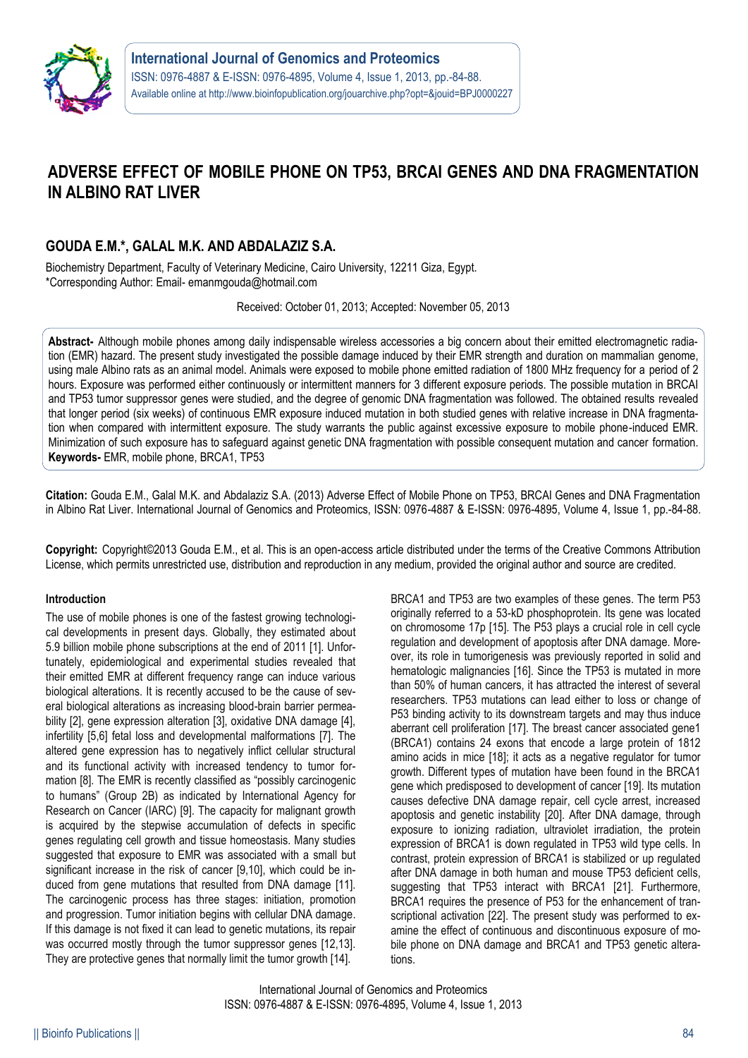# ADVERSE EFFECT OF MOBILE PHONE ON TP53, BRCAI GENES AND DNA FRAGMENTATION IN ALBINO RAT LIVER

## GOUDA E.M.*, GALAL M.K. AND ABDALAZIZ S.A.

Biochemistry Department, Faculty of Veterinary Medicine, Cairo University, 12211 Giza, Egypt.
*Corresponding Author: Email- emanmgouda@hotmail.com

Received: October 01, 2013; Accepted: November 05, 2013

**Abstract-** Although mobile phones among daily indispensable wireless accessories a big concern about their emitted electromagnetic radiation (EMR) hazard. The present study investigated the possible damage induced by their EMR strength and duration on mammalian genome, using male Albino rats as an animal model. Animals were exposed to mobile phone emitted radiation of 1800 MHz frequency for a period of 2 hours. Exposure was performed either continuously or intermittent manners for 3 different exposure periods. The possible mutation in BRCAI and TP53 tumor suppressor genes were studied, and the degree of genomic DNA fragmentation was followed. The obtained results revealed that longer period (six weeks) of continuous EMR exposure induced mutation in both studied genes with relative increase in DNA fragmentation when compared with intermittent exposure. The study warrants the public against excessive exposure to mobile phone-induced EMR. Minimization of such exposure has to safeguard against genetic DNA fragmentation with possible consequent mutation and cancer formation.
**Keywords-** EMR, mobile phone, BRCA1, TP53

**Citation:** Gouda E.M., Galal M.K. and Abdalaziz S.A. (2013) Adverse Effect of Mobile Phone on TP53, BRCAI Genes and DNA Fragmentation in Albino Rat Liver. International Journal of Genomics and Proteomics, ISSN: 0976-4887 & E-ISSN: 0976-4895, Volume 4, Issue 1, pp.-84-88.

**Copyright:** Copyright©2013 Gouda E.M., et al. This is an open-access article distributed under the terms of the Creative Commons Attribution License, which permits unrestricted use, distribution and reproduction in any medium, provided the original author and source are credited.

### Introduction

The use of mobile phones is one of the fastest growing technological developments in present days. Globally, they estimated about 5.9 billion mobile phone subscriptions at the end of 2011 [1]. Unfortunately, epidemiological and experimental studies revealed that their emitted EMR at different frequency range can induce various biological alterations. It is recently accused to be the cause of several biological alterations as increasing blood-brain barrier permeability [2], gene expression alteration [3], oxidative DNA damage [4], infertility [5,6] fetal loss and developmental malformations [7]. The altered gene expression has to negatively inflict cellular structural and its functional activity with increased tendency to tumor formation [8]. The EMR is recently classified as "possibly carcinogenic to humans" (Group 2B) as indicated by International Agency for Research on Cancer (IARC) [9]. The capacity for malignant growth is acquired by the stepwise accumulation of defects in specific genes regulating cell growth and tissue homeostasis. Many studies suggested that exposure to EMR was associated with a small but significant increase in the risk of cancer [9,10], which could be induced from gene mutations that resulted from DNA damage [11]. The carcinogenic process has three stages: initiation, promotion and progression. Tumor initiation begins with cellular DNA damage. If this damage is not fixed it can lead to genetic mutations, its repair was occurred mostly through the tumor suppressor genes [12,13]. They are protective genes that normally limit the tumor growth [14]. BRCA1 and TP53 are two examples of these genes. The term P53 originally referred to a 53-kD phosphoprotein. Its gene was located on chromosome 17p [15]. The P53 plays a crucial role in cell cycle regulation and development of apoptosis after DNA damage. Moreover, its role in tumorigenesis was previously reported in solid and hematologic malignancies [16]. Since the TP53 is mutated in more than 50% of human cancers, it has attracted the interest of several researchers. TP53 mutations can lead either to loss or change of P53 binding activity to its downstream targets and may thus induce aberrant cell proliferation [17]. The breast cancer associated gene1 (BRCA1) contains 24 exons that encode a large protein of 1812 amino acids in mice [18]; it acts as a negative regulator for tumor growth. Different types of mutation have been found in the BRCA1 gene which predisposed to development of cancer [19]. Its mutation causes defective DNA damage repair, cell cycle arrest, increased apoptosis and genetic instability [20]. After DNA damage, through exposure to ionizing radiation, ultraviolet irradiation, the protein expression of BRCA1 is down regulated in TP53 wild type cells. In contrast, protein expression of BRCA1 is stabilized or up regulated after DNA damage in both human and mouse TP53 deficient cells, suggesting that TP53 interact with BRCA1 [21]. Furthermore, BRCA1 requires the presence of P53 for the enhancement of transcriptional activation [22]. The present study was performed to examine the effect of continuous and discontinuous exposure of mobile phone on DNA damage and BRCA1 and TP53 genetic alterations.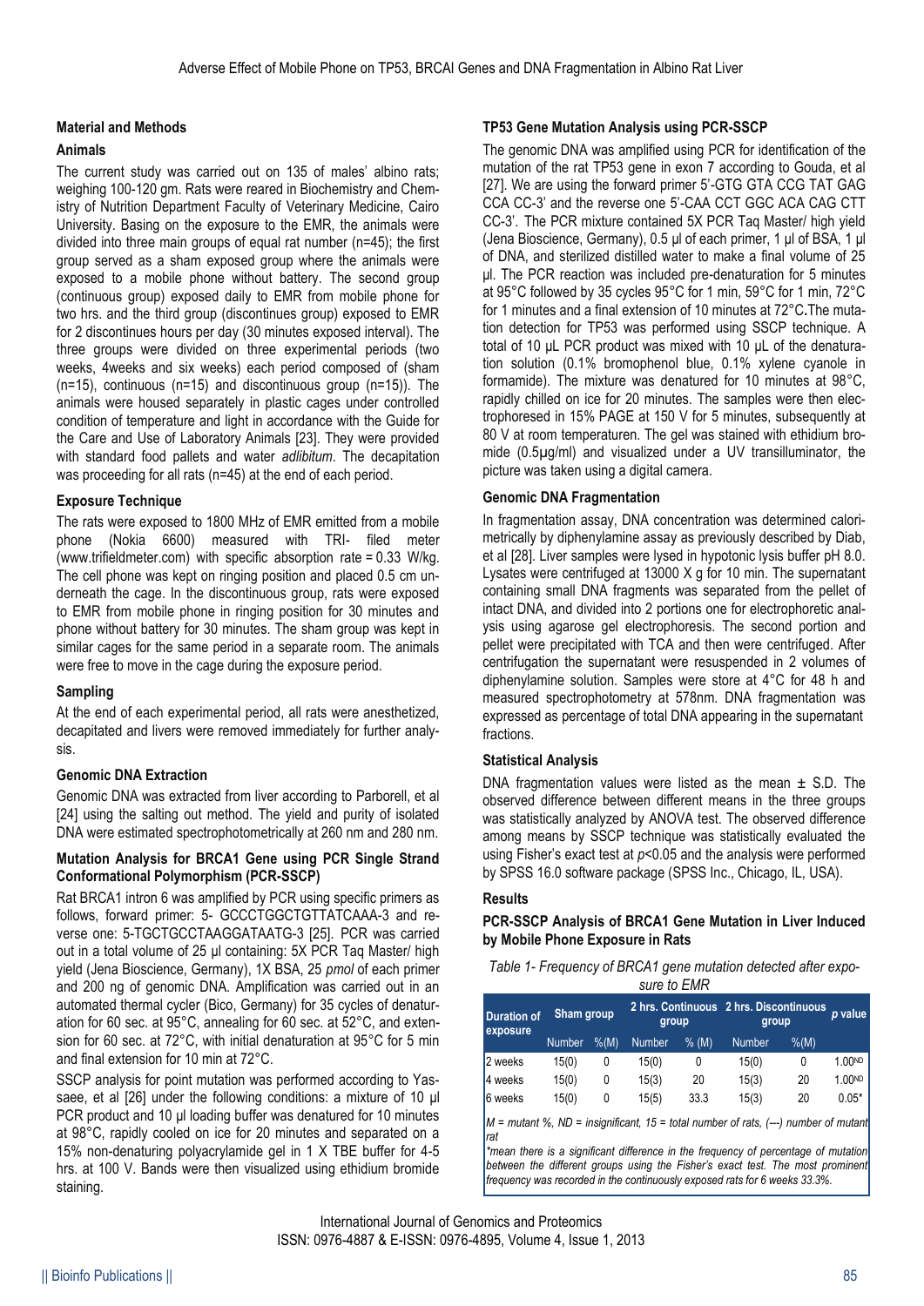## Material and Methods

### Animals

The current study was carried out on 135 of males' albino rats; weighing 100-120 gm. Rats were reared in Biochemistry and Chemistry of Nutrition Department Faculty of Veterinary Medicine, Cairo University. Basing on the exposure to the EMR, the animals were divided into three main groups of equal rat number (n=45); the first group served as a sham exposed group where the animals were exposed to a mobile phone without battery. The second group (continuous group) exposed daily to EMR from mobile phone for two hrs. and the third group (discontinues group) exposed to EMR for 2 discontinues hours per day (30 minutes exposed interval). The three groups were divided on three experimental periods (two weeks, 4weeks and six weeks) each period composed of (sham (n=15), continuous (n=15) and discontinuous group (n=15)). The animals were housed separately in plastic cages under controlled condition of temperature and light in accordance with the Guide for the Care and Use of Laboratory Animals [23]. They were provided with standard food pallets and water *adlibitum*. The decapitation was proceeding for all rats (n=45) at the end of each period.

### Exposure Technique

The rats were exposed to 1800 MHz of EMR emitted from a mobile phone (Nokia 6600) measured with TRI- filed meter (www.trifieldmeter.com) with specific absorption rate = 0.33 W/kg. The cell phone was kept on ringing position and placed 0.5 cm underneath the cage. In the discontinuous group, rats were exposed to EMR from mobile phone in ringing position for 30 minutes and phone without battery for 30 minutes. The sham group was kept in similar cages for the same period in a separate room. The animals were free to move in the cage during the exposure period.

### Sampling

At the end of each experimental period, all rats were anesthetized, decapitated and livers were removed immediately for further analysis.

### Genomic DNA Extraction

Genomic DNA was extracted from liver according to Parborell, et al [24] using the salting out method. The yield and purity of isolated DNA were estimated spectrophotometrically at 260 nm and 280 nm.

### Mutation Analysis for BRCA1 Gene using PCR Single Strand Conformational Polymorphism (PCR-SSCP)

Rat BRCA1 intron 6 was amplified by PCR using specific primers as follows, forward primer: 5- GCCCTGGCTGTTATCAAA-3 and reverse one: 5-TGCTGCCTAAGGATAATG-3 [25]. PCR was carried out in a total volume of 25 µl containing: 5X PCR Taq Master/ high yield (Jena Bioscience, Germany), 1X BSA, 25 *pmol* of each primer and 200 ng of genomic DNA. Amplification was carried out in an automated thermal cycler (Bico, Germany) for 35 cycles of denaturation for 60 sec. at 95°C, annealing for 60 sec. at 52°C, and extension for 60 sec. at 72°C, with initial denaturation at 95°C for 5 min and final extension for 10 min at 72°C.

SSCP analysis for point mutation was performed according to Yassaee, et al [26] under the following conditions: a mixture of 10 µl PCR product and 10 µl loading buffer was denatured for 10 minutes at 98°C, rapidly cooled on ice for 20 minutes and separated on a 15% non-denaturing polyacrylamide gel in 1 X TBE buffer for 4-5 hrs. at 100 V. Bands were then visualized using ethidium bromide staining.

### TP53 Gene Mutation Analysis using PCR-SSCP

The genomic DNA was amplified using PCR for identification of the mutation of the rat TP53 gene in exon 7 according to Gouda, et al [27]. We are using the forward primer 5'-GTG GTA CCG TAT GAG CCA CC-3' and the reverse one 5'-CAA CCT GGC ACA CAG CTT CC-3'. The PCR mixture contained 5X PCR Taq Master/ high yield (Jena Bioscience, Germany), 0.5 µl of each primer, 1 µl of BSA, 1 µl of DNA, and sterilized distilled water to make a final volume of 25 µl. The PCR reaction was included pre-denaturation for 5 minutes at 95°C followed by 35 cycles 95°C for 1 min, 59°C for 1 min, 72°C for 1 minutes and a final extension of 10 minutes at 72°C. The mutation detection for TP53 was performed using SSCP technique. A total of 10 µL PCR product was mixed with 10 µL of the denaturation solution (0.1% bromophenol blue, 0.1% xylene cyanole in formamide). The mixture was denatured for 10 minutes at 98°C, rapidly chilled on ice for 20 minutes. The samples were then electrophoresed in 15% PAGE at 150 V for 5 minutes, subsequently at 80 V at room temperaturen. The gel was stained with ethidium bromide (0.5µg/ml) and visualized under a UV transilluminator, the picture was taken using a digital camera.

### Genomic DNA Fragmentation

In fragmentation assay, DNA concentration was determined calorimetrically by diphenylamine assay as previously described by Diab, et al [28]. Liver samples were lysed in hypotonic lysis buffer pH 8.0. Lysates were centrifuged at 13000 X g for 10 min. The supernatant containing small DNA fragments was separated from the pellet of intact DNA, and divided into 2 portions one for electrophoretic analysis using agarose gel electrophoresis. The second portion and pellet were precipitated with TCA and then were centrifuged. After centrifugation the supernatant were resuspended in 2 volumes of diphenylamine solution. Samples were store at 4°C for 48 h and measured spectrophotometry at 578nm. DNA fragmentation was expressed as percentage of total DNA appearing in the supernatant fractions.

### Statistical Analysis

DNA fragmentation values were listed as the mean ± S.D. The observed difference between different means in the three groups was statistically analyzed by ANOVA test. The observed difference among means by SSCP technique was statistically evaluated the using Fisher's exact test at $p<0.05$ and the analysis were performed by SPSS 16.0 software package (SPSS Inc., Chicago, IL, USA).

## Results

### PCR-SSCP Analysis of BRCA1 Gene Mutation in Liver Induced by Mobile Phone Exposure in Rats

*Table 1- Frequency of BRCA1 gene mutation detected after exposure to EMR*

| Duration of exposure | Sham group | | 2 hrs. Continuous group | | 2 hrs. Discontinuous group | | *p* value |
|---|---|---|---|---|---|---|---|
| | Number | %(M) | Number | % (M) | Number | %(M) | |
| 2 weeks | 15(0) | 0 | 15(0) | 0 | 15(0) | 0 | 1.00ND |
| 4 weeks | 15(0) | 0 | 15(3) | 20 | 15(3) | 20 | 1.00ND |
| 6 weeks | 15(0) | 0 | 15(5) | 33.3 | 15(3) | 20 | 0.05* |

*M = mutant %, ND = insignificant, 15 = total number of rats, (---) number of mutant rat*

*\*mean there is a significant difference in the frequency of percentage of mutation between the different groups using the Fisher's exact test. The most prominent frequency was recorded in the continuously exposed rats for 6 weeks 33.3%.*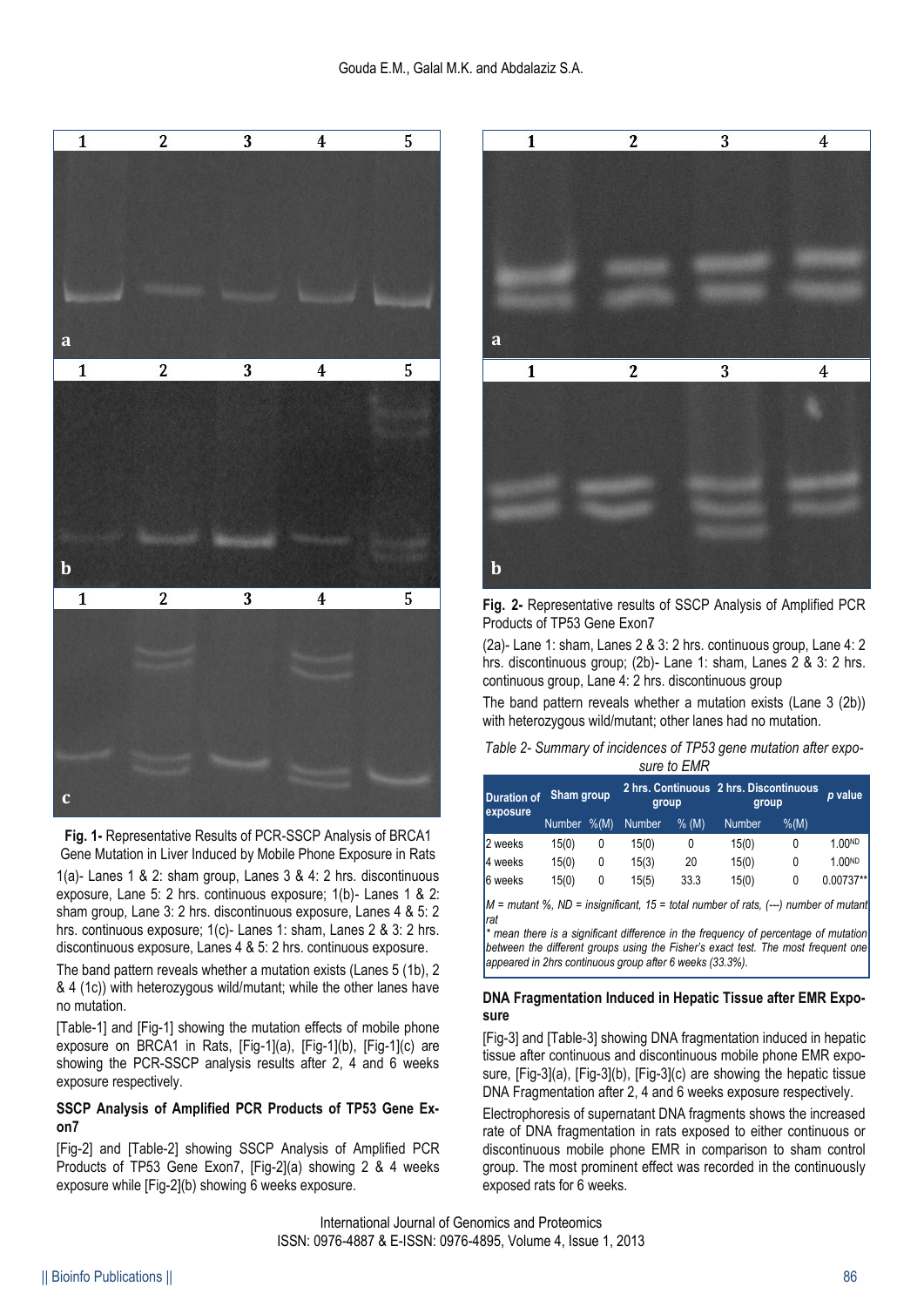**Fig. 1-** Representative Results of PCR-SSCP Analysis of BRCA1 Gene Mutation in Liver Induced by Mobile Phone Exposure in Rats

1(a)- Lanes 1 & 2: sham group, Lanes 3 & 4: 2 hrs. discontinuous exposure, Lane 5: 2 hrs. continuous exposure; 1(b)- Lanes 1 & 2: sham group, Lane 3: 2 hrs. discontinuous exposure, Lanes 4 & 5: 2 hrs. continuous exposure; 1(c)- Lanes 1: sham, Lanes 2 & 3: 2 hrs. discontinuous exposure, Lanes 4 & 5: 2 hrs. continuous exposure.

The band pattern reveals whether a mutation exists (Lanes 5 (1b), 2 & 4 (1c)) with heterozygous wild/mutant; while the other lanes have no mutation.

[Table-1] and [Fig-1] showing the mutation effects of mobile phone exposure on BRCA1 in Rats, [Fig-1](a), [Fig-1](b), [Fig-1](c) are showing the PCR-SSCP analysis results after 2, 4 and 6 weeks exposure respectively.

### SSCP Analysis of Amplified PCR Products of TP53 Gene Exon7

[Fig-2] and [Table-2] showing SSCP Analysis of Amplified PCR Products of TP53 Gene Exon7, [Fig-2](a) showing 2 & 4 weeks exposure while [Fig-2](b) showing 6 weeks exposure.

**Fig. 2-** Representative results of SSCP Analysis of Amplified PCR Products of TP53 Gene Exon7

(2a)- Lane 1: sham, Lanes 2 & 3: 2 hrs. continuous group, Lane 4: 2 hrs. discontinuous group; (2b)- Lane 1: sham, Lanes 2 & 3: 2 hrs. continuous group, Lane 4: 2 hrs. discontinuous group

The band pattern reveals whether a mutation exists (Lane 3 (2b)) with heterozygous wild/mutant; other lanes had no mutation.

*Table 2- Summary of incidences of TP53 gene mutation after exposure to EMR*

| Duration of exposure | Sham group | | 2 hrs. Continuous group | | 2 hrs. Discontinuous group | | *p* value |
|---|---|---|---|---|---|---|---|
| | Number | %(M) | Number | % (M) | Number | %(M) | |
| 2 weeks | 15(0) | 0 | 15(0) | 0 | 15(0) | 0 | 1.00$^{ND}$ |
| 4 weeks | 15(0) | 0 | 15(3) | 20 | 15(0) | 0 | 1.00$^{ND}$ |
| 6 weeks | 15(0) | 0 | 15(5) | 33.3 | 15(0) | 0 | 0.00737** |

*M = mutant %, ND = insignificant, 15 = total number of rats, (---) number of mutant rat*

*\* mean there is a significant difference in the frequency of percentage of mutation between the different groups using the Fisher's exact test. The most frequent one appeared in 2hrs continuous group after 6 weeks (33.3%).*

### DNA Fragmentation Induced in Hepatic Tissue after EMR Exposure

[Fig-3] and [Table-3] showing DNA fragmentation induced in hepatic tissue after continuous and discontinuous mobile phone EMR exposure, [Fig-3](a), [Fig-3](b), [Fig-3](c) are showing the hepatic tissue DNA Fragmentation after 2, 4 and 6 weeks exposure respectively.

Electrophoresis of supernatant DNA fragments shows the increased rate of DNA fragmentation in rats exposed to either continuous or discontinuous mobile phone EMR in comparison to sham control group. The most prominent effect was recorded in the continuously exposed rats for 6 weeks.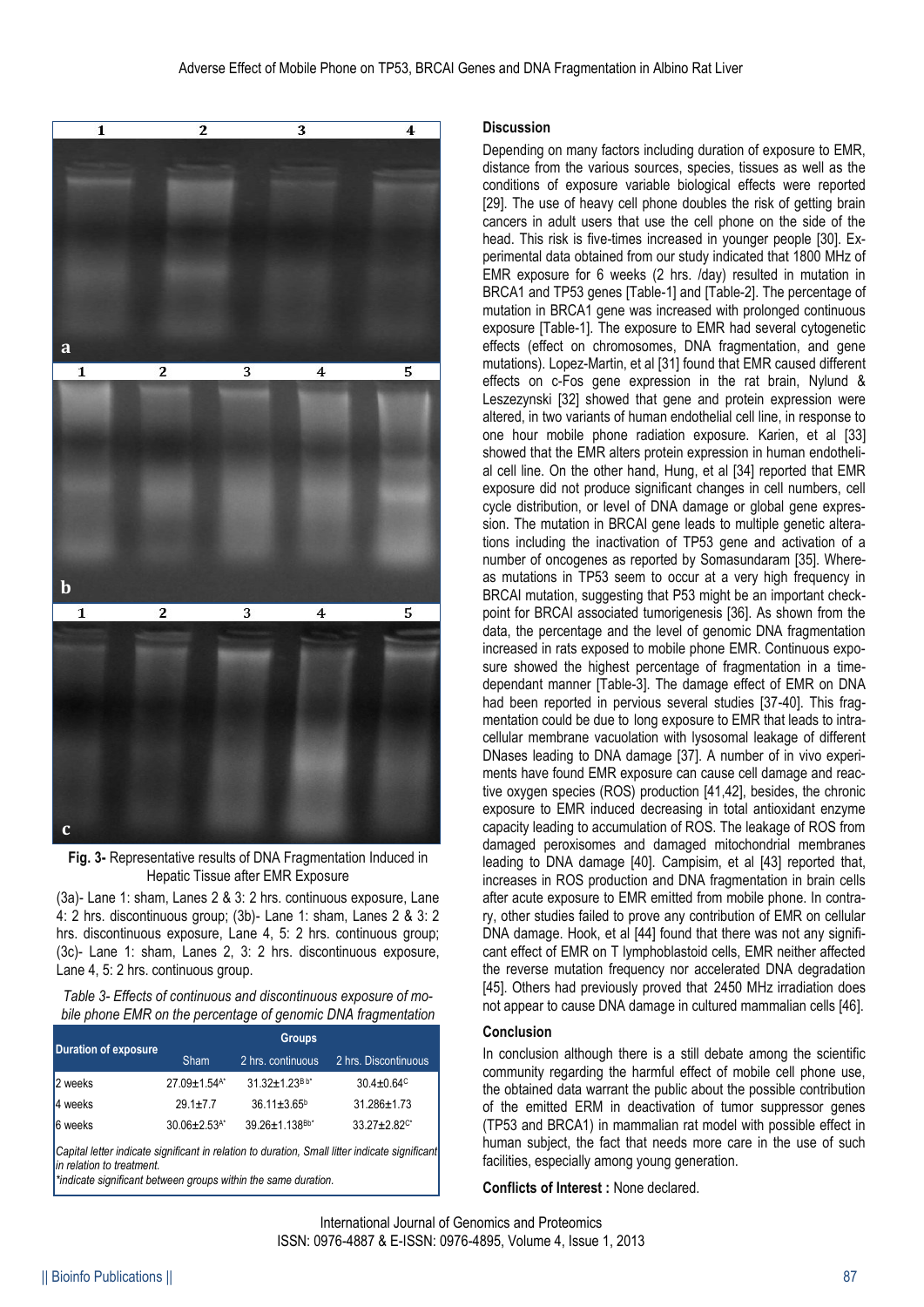**Fig. 3-** Representative results of DNA Fragmentation Induced in Hepatic Tissue after EMR Exposure

(3a)- Lane 1: sham, Lanes 2 & 3: 2 hrs. continuous exposure, Lane 4: 2 hrs. discontinuous group; (3b)- Lane 1: sham, Lanes 2 & 3: 2 hrs. discontinuous exposure, Lane 4, 5: 2 hrs. continuous group; (3c)- Lane 1: sham, Lanes 2, 3: 2 hrs. discontinuous exposure, Lane 4, 5: 2 hrs. continuous group.

*Table 3- Effects of continuous and discontinuous exposure of mobile phone EMR on the percentage of genomic DNA fragmentation*

| Duration of exposure | Groups | | |
|---|---|---|---|
| | Sham | 2 hrs. continuous | 2 hrs. Discontinuous |
| 2 weeks | 27.09±1.54A* | 31.32±1.23B b* | 30.4±0.64C |
| 4 weeks | 29.1±7.7 | 36.11±3.65b | 31.286±1.73 |
| 6 weeks | 30.06±2.53A* | 39.26±1.138Bb* | 33.27±2.82C* |

*Capital letter indicate significant in relation to duration, Small litter indicate significant in relation to treatment.*
*\*indicate significant between groups within the same duration.*

## Discussion

Depending on many factors including duration of exposure to EMR, distance from the various sources, species, tissues as well as the conditions of exposure variable biological effects were reported [29]. The use of heavy cell phone doubles the risk of getting brain cancers in adult users that use the cell phone on the side of the head. This risk is five-times increased in younger people [30]. Experimental data obtained from our study indicated that 1800 MHz of EMR exposure for 6 weeks (2 hrs. /day) resulted in mutation in BRCA1 and TP53 genes [Table-1] and [Table-2]. The percentage of mutation in BRCA1 gene was increased with prolonged continuous exposure [Table-1]. The exposure to EMR had several cytogenetic effects (effect on chromosomes, DNA fragmentation, and gene mutations). Lopez-Martin, et al [31] found that EMR caused different effects on c-Fos gene expression in the rat brain, Nylund & Leszezynski [32] showed that gene and protein expression were altered, in two variants of human endothelial cell line, in response to one hour mobile phone radiation exposure. Karien, et al [33] showed that the EMR alters protein expression in human endothelial cell line. On the other hand, Hung, et al [34] reported that EMR exposure did not produce significant changes in cell numbers, cell cycle distribution, or level of DNA damage or global gene expression. The mutation in BRCAI gene leads to multiple genetic alterations including the inactivation of TP53 gene and activation of a number of oncogenes as reported by Somasundaram [35]. Whereas mutations in TP53 seem to occur at a very high frequency in BRCAI mutation, suggesting that P53 might be an important checkpoint for BRCAI associated tumorigenesis [36]. As shown from the data, the percentage and the level of genomic DNA fragmentation increased in rats exposed to mobile phone EMR. Continuous exposure showed the highest percentage of fragmentation in a time-dependant manner [Table-3]. The damage effect of EMR on DNA had been reported in pervious several studies [37-40]. This fragmentation could be due to long exposure to EMR that leads to intracellular membrane vacuolation with lysosomal leakage of different DNases leading to DNA damage [37]. A number of in vivo experiments have found EMR exposure can cause cell damage and reactive oxygen species (ROS) production [41,42], besides, the chronic exposure to EMR induced decreasing in total antioxidant enzyme capacity leading to accumulation of ROS. The leakage of ROS from damaged peroxisomes and damaged mitochondrial membranes leading to DNA damage [40]. Campisim, et al [43] reported that, increases in ROS production and DNA fragmentation in brain cells after acute exposure to EMR emitted from mobile phone. In contrary, other studies failed to prove any contribution of EMR on cellular DNA damage. Hook, et al [44] found that there was not any significant effect of EMR on T lymphoblastoid cells, EMR neither affected the reverse mutation frequency nor accelerated DNA degradation [45]. Others had previously proved that 2450 MHz irradiation does not appear to cause DNA damage in cultured mammalian cells [46].

## Conclusion

In conclusion although there is a still debate among the scientific community regarding the harmful effect of mobile cell phone use, the obtained data warrant the public about the possible contribution of the emitted ERM in deactivation of tumor suppressor genes (TP53 and BRCA1) in mammalian rat model with possible effect in human subject, the fact that needs more care in the use of such facilities, especially among young generation.

**Conflicts of Interest :** None declared.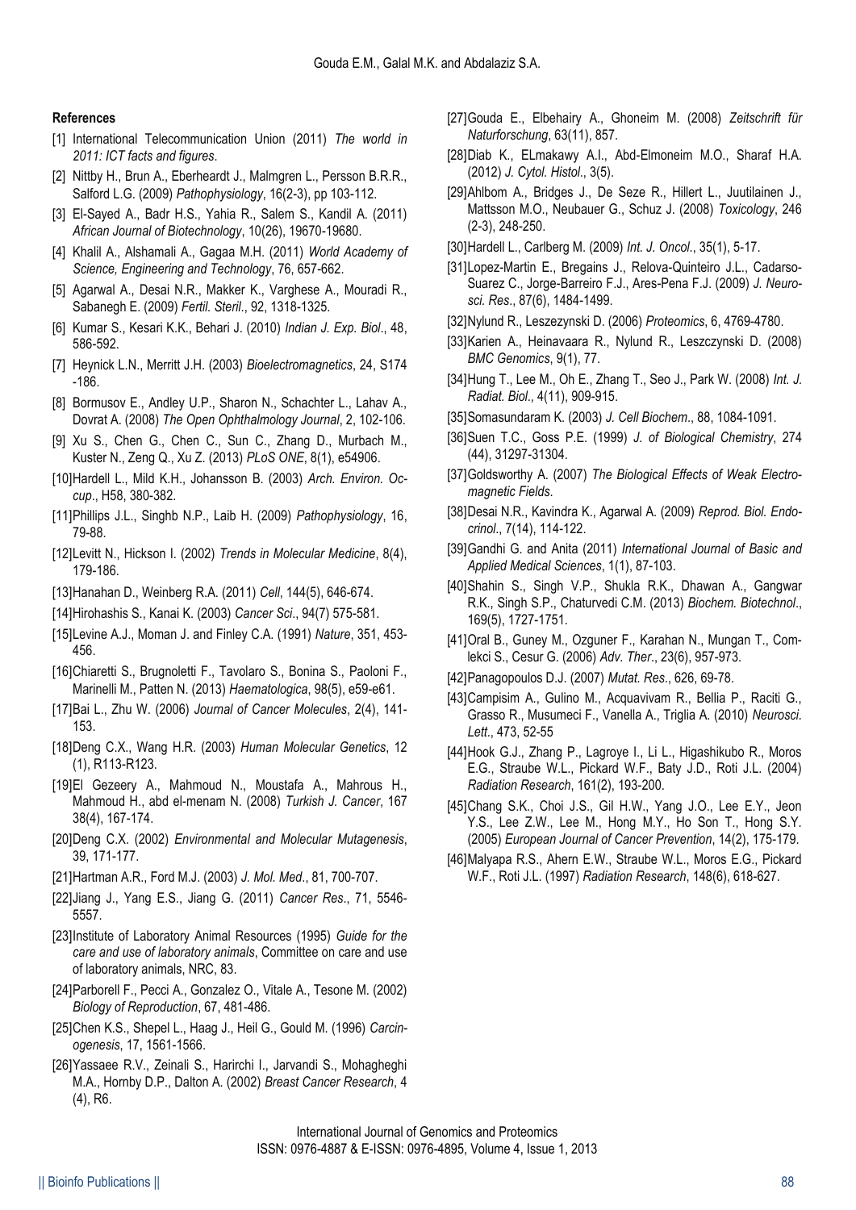## References

[1] International Telecommunication Union (2011) *The world in 2011: ICT facts and figures*.

[2] Nittby H., Brun A., Eberheardt J., Malmgren L., Persson B.R.R., Salford L.G. (2009) *Pathophysiology*, 16(2-3), pp 103-112.

[3] El-Sayed A., Badr H.S., Yahia R., Salem S., Kandil A. (2011) *African Journal of Biotechnology*, 10(26), 19670-19680.

[4] Khalil A., Alshamali A., Gagaa M.H. (2011) *World Academy of Science, Engineering and Technology*, 76, 657-662.

[5] Agarwal A., Desai N.R., Makker K., Varghese A., Mouradi R., Sabanegh E. (2009) *Fertil. Steril.*, 92, 1318-1325.

[6] Kumar S., Kesari K.K., Behari J. (2010) *Indian J. Exp. Biol.*, 48, 586-592.

[7] Heynick L.N., Merritt J.H. (2003) *Bioelectromagnetics*, 24, S174 -186.

[8] Bormusov E., Andley U.P., Sharon N., Schachter L., Lahav A., Dovrat A. (2008) *The Open Ophthalmology Journal*, 2, 102-106.

[9] Xu S., Chen G., Chen C., Sun C., Zhang D., Murbach M., Kuster N., Zeng Q., Xu Z. (2013) *PLoS ONE*, 8(1), e54906.

[10] Hardell L., Mild K.H., Johansson B. (2003) *Arch. Environ. Occup.*, H58, 380-382.

[11] Phillips J.L., Singhb N.P., Laib H. (2009) *Pathophysiology*, 16, 79-88.

[12] Levitt N., Hickson I. (2002) *Trends in Molecular Medicine*, 8(4), 179-186.

[13] Hanahan D., Weinberg R.A. (2011) *Cell*, 144(5), 646-674.

[14] Hirohashis S., Kanai K. (2003) *Cancer Sci.*, 94(7) 575-581.

[15] Levine A.J., Moman J. and Finley C.A. (1991) *Nature*, 351, 453-456.

[16] Chiaretti S., Brugnoletti F., Tavolaro S., Bonina S., Paoloni F., Marinelli M., Patten N. (2013) *Haematologica*, 98(5), e59-e61.

[17] Bai L., Zhu W. (2006) *Journal of Cancer Molecules*, 2(4), 141-153.

[18] Deng C.X., Wang H.R. (2003) *Human Molecular Genetics*, 12 (1), R113-R123.

[19] El Gezeery A., Mahmoud N., Moustafa A., Mahrous H., Mahmoud H., abd el-menam N. (2008) *Turkish J. Cancer*, 167 38(4), 167-174.

[20] Deng C.X. (2002) *Environmental and Molecular Mutagenesis*, 39, 171-177.

[21] Hartman A.R., Ford M.J. (2003) *J. Mol. Med.*, 81, 700-707.

[22] Jiang J., Yang E.S., Jiang G. (2011) *Cancer Res.*, 71, 5546-5557.

[23] Institute of Laboratory Animal Resources (1995) *Guide for the care and use of laboratory animals*, Committee on care and use of laboratory animals, NRC, 83.

[24] Parborell F., Pecci A., Gonzalez O., Vitale A., Tesone M. (2002) *Biology of Reproduction*, 67, 481-486.

[25] Chen K.S., Shepel L., Haag J., Heil G., Gould M. (1996) *Carcinogenesis*, 17, 1561-1566.

[26] Yassaee R.V., Zeinali S., Haricrhi I., Jarvandi S., Mohagheghi M.A., Hornby D.P., Dalton A. (2002) *Breast Cancer Research*, 4 (4), R6.

[27] Gouda E., Elbehairy A., Ghoneim M. (2008) *Zeitschrift für Naturforschung*, 63(11), 857.

[28] Diab K., ELmakawy A.I., Abd-Elmoneim M.O., Sharaf H.A. (2012) *J. Cytol. Histol.*, 3(5).

[29] Ahlbom A., Bridges J., De Seze R., Hillert L., Juutilainen J., Mattsson M.O., Neubauer G., Schuz J. (2008) *Toxicology*, 246 (2-3), 248-250.

[30] Hardell L., Carlberg M. (2009) *Int. J. Oncol.*, 35(1), 5-17.

[31] Lopez-Martin E., Bregains J., Relova-Quinteiro J.L., Cadarso-Suarez C., Jorge-Barreiro F.J., Ares-Pena F.J. (2009) *J. Neurosci. Res.*, 87(6), 1484-1499.

[32] Nylund R., Leszezynski D. (2006) *Proteomics*, 6, 4769-4780.

[33] Karien A., Heinavaara R., Nylund R., Leszczynski D. (2008) *BMC Genomics*, 9(1), 77.

[34] Hung T., Lee M., Oh E., Zhang T., Seo J., Park W. (2008) *Int. J. Radiat. Biol.*, 4(11), 909-915.

[35] Somasundaram K. (2003) *J. Cell Biochem.*, 88, 1084-1091.

[36] Suen T.C., Goss P.E. (1999) *J. of Biological Chemistry*, 274 (44), 31297-31304.

[37] Goldsworthy A. (2007) *The Biological Effects of Weak Electromagnetic Fields.*

[38] Desai N.R., Kavindra K., Agarwal A. (2009) *Reprod. Biol. Endocrinol.*, 7(14), 114-122.

[39] Gandhi G. and Anita (2011) *International Journal of Basic and Applied Medical Sciences*, 1(1), 87-103.

[40] Shahin S., Singh V.P., Shukla R.K., Dhawan A., Gangwar R.K., Singh S.P., Chaturvedi C.M. (2013) *Biochem. Biotechnol.*, 169(5), 1727-1751.

[41] Oral B., Guney M., Ozguner F., Karahan N., Mungan T., Comlekci S., Cesur G. (2006) *Adv. Ther.*, 23(6), 957-973.

[42] Panagopoulos D.J. (2007) *Mutat. Res.*, 626, 69-78.

[43] Campisim A., Gulino M., Acquavivam R., Bellia P., Raciti G., Grasso R., Musumeci F., Vanella A., Triglia A. (2010) *Neurosci. Lett.*, 473, 52-55

[44] Hook G.J., Zhang P., Lagroye I., Li L., Higashikubo R., Moros E.G., Straube W.L., Pickard W.F., Baty J.D., Roti J.L. (2004) *Radiation Research*, 161(2), 193-200.

[45] Chang S.K., Choi J.S., Gil H.W., Yang J.O., Lee E.Y., Jeon Y.S., Lee Z.W., Lee M., Hong M.Y., Ho Son T., Hong S.Y. (2005) *European Journal of Cancer Prevention*, 14(2), 175-179.

[46] Malyapa R.S., Ahern E.W., Straube W.L., Moros E.G., Pickard W.F., Roti J.L. (1997) *Radiation Research*, 148(6), 618-627.